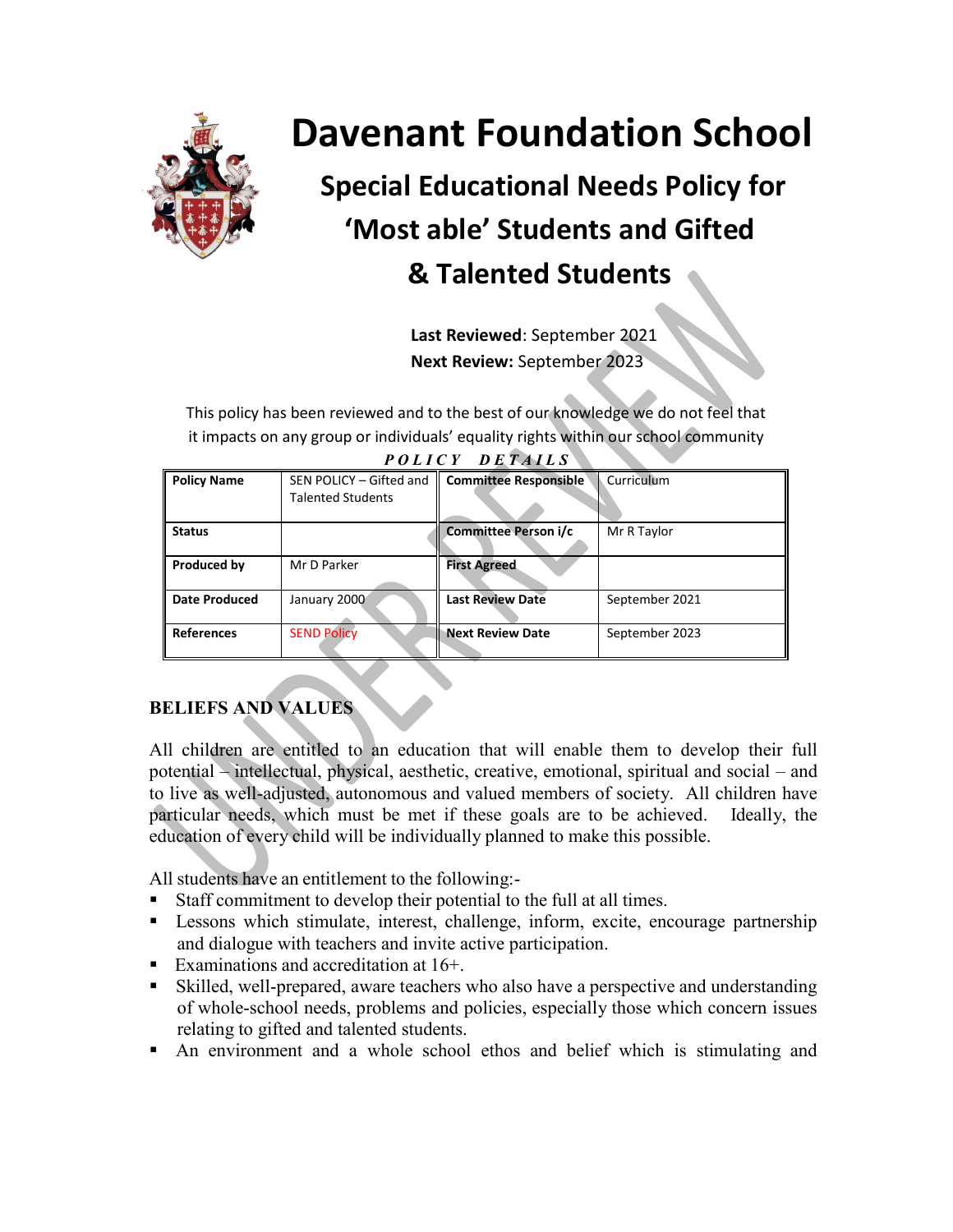# Davenant Foundation School

## Special Educational Needs Policy for 'Most able' Students and Gifted & Talented Students

**Last Reviewed**: September 2021
**Next Review:** September 2023

This policy has been reviewed and to the best of our knowledge we do not feel that it impacts on any group or individuals' equality rights within our school community

***POLICY DETAILS***

| **Policy Name** | SEN POLICY – Gifted and Talented Students | **Committee Responsible** | Curriculum |
|---|---|---|---|
| **Status** | | **Committee Person i/c** | Mr R Taylor |
| **Produced by** | Mr D Parker | **First Agreed** | |
| **Date Produced** | January 2000 | **Last Review Date** | September 2021 |
| **References** | SEND Policy | **Next Review Date** | September 2023 |

## BELIEFS AND VALUES

All children are entitled to an education that will enable them to develop their full potential – intellectual, physical, aesthetic, creative, emotional, spiritual and social – and to live as well-adjusted, autonomous and valued members of society. All children have particular needs, which must be met if these goals are to be achieved. Ideally, the education of every child will be individually planned to make this possible.

All students have an entitlement to the following:-

- Staff commitment to develop their potential to the full at all times.
- Lessons which stimulate, interest, challenge, inform, excite, encourage partnership and dialogue with teachers and invite active participation.
- Examinations and accreditation at 16+.
- Skilled, well-prepared, aware teachers who also have a perspective and understanding of whole-school needs, problems and policies, especially those which concern issues relating to gifted and talented students.
- An environment and a whole school ethos and belief which is stimulating and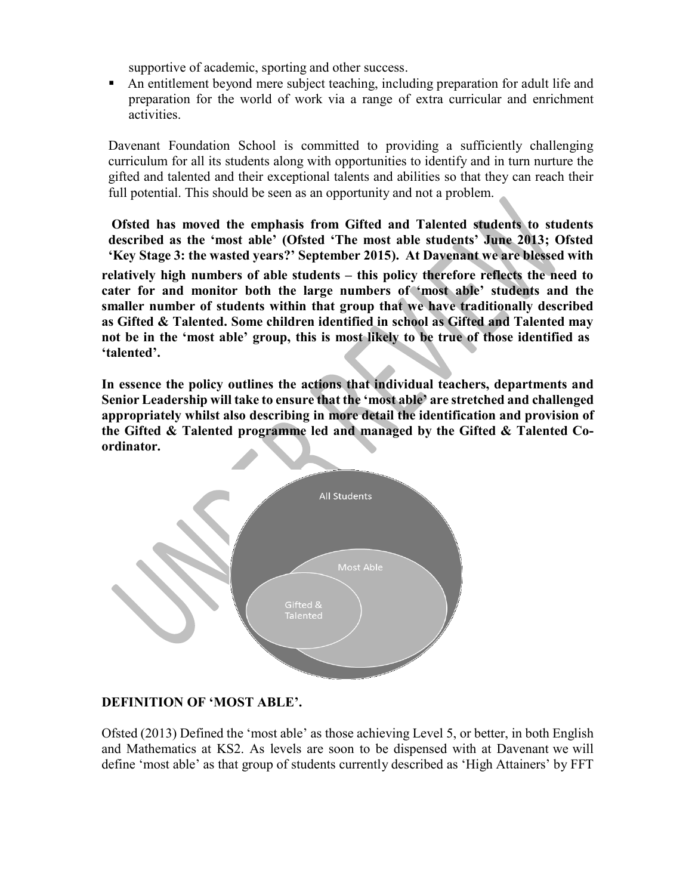supportive of academic, sporting and other success.

- An entitlement beyond mere subject teaching, including preparation for adult life and preparation for the world of work via a range of extra curricular and enrichment activities.

Davenant Foundation School is committed to providing a sufficiently challenging curriculum for all its students along with opportunities to identify and in turn nurture the gifted and talented and their exceptional talents and abilities so that they can reach their full potential. This should be seen as an opportunity and not a problem.

**Ofsted has moved the emphasis from Gifted and Talented students to students described as the 'most able' (Ofsted 'The most able students' June 2013; Ofsted 'Key Stage 3: the wasted years?' September 2015). At Davenant we are blessed with relatively high numbers of able students – this policy therefore reflects the need to cater for and monitor both the large numbers of 'most able' students and the smaller number of students within that group that we have traditionally described as Gifted & Talented. Some children identified in school as Gifted and Talented may not be in the 'most able' group, this is most likely to be true of those identified as 'talented'.**

**In essence the policy outlines the actions that individual teachers, departments and Senior Leadership will take to ensure that the 'most able' are stretched and challenged appropriately whilst also describing in more detail the identification and provision of the Gifted & Talented programme led and managed by the Gifted & Talented Co-ordinator.**

All Students

Most Able

Gifted & Talented

### DEFINITION OF 'MOST ABLE'.

Ofsted (2013) Defined the 'most able' as those achieving Level 5, or better, in both English and Mathematics at KS2. As levels are soon to be dispensed with at Davenant we will define 'most able' as that group of students currently described as 'High Attainers' by FFT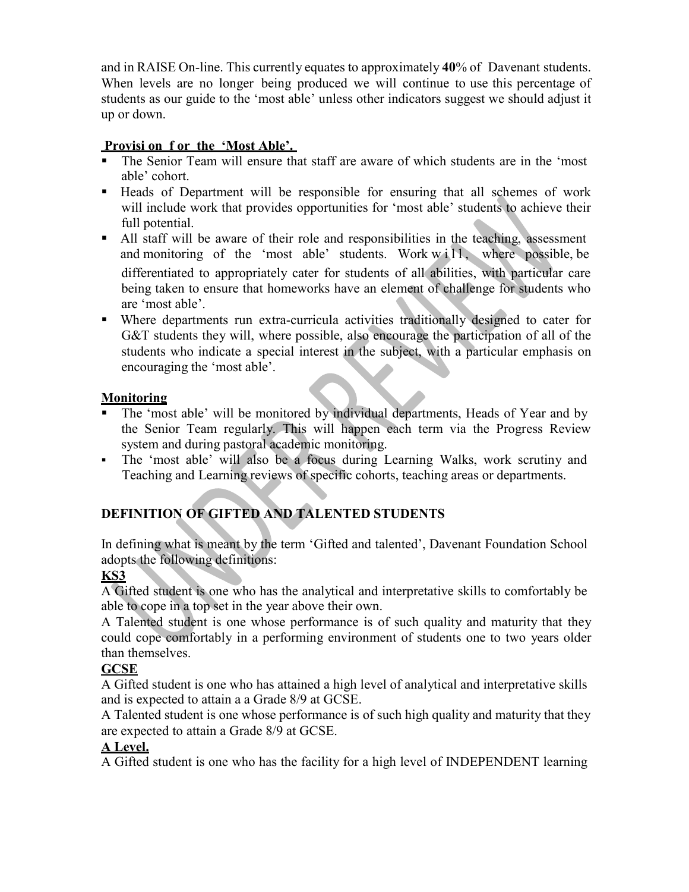and in RAISE On-line. This currently equates to approximately **40**% of Davenant students. When levels are no longer being produced we will continue to use this percentage of students as our guide to the 'most able' unless other indicators suggest we should adjust it up or down.

**Provision for the 'Most Able'.**

- The Senior Team will ensure that staff are aware of which students are in the 'most able' cohort.
- Heads of Department will be responsible for ensuring that all schemes of work will include work that provides opportunities for 'most able' students to achieve their full potential.
- All staff will be aware of their role and responsibilities in the teaching, assessment and monitoring of the 'most able' students. Work will, where possible, be differentiated to appropriately cater for students of all abilities, with particular care being taken to ensure that homeworks have an element of challenge for students who are 'most able'.
- Where departments run extra-curricula activities traditionally designed to cater for G&T students they will, where possible, also encourage the participation of all of the students who indicate a special interest in the subject, with a particular emphasis on encouraging the 'most able'.

**Monitoring**

- The 'most able' will be monitored by individual departments, Heads of Year and by the Senior Team regularly. This will happen each term via the Progress Review system and during pastoral academic monitoring.
- The 'most able' will also be a focus during Learning Walks, work scrutiny and Teaching and Learning reviews of specific cohorts, teaching areas or departments.

## DEFINITION OF GIFTED AND TALENTED STUDENTS

In defining what is meant by the term 'Gifted and talented', Davenant Foundation School adopts the following definitions:

**KS3**

A Gifted student is one who has the analytical and interpretative skills to comfortably be able to cope in a top set in the year above their own.

A Talented student is one whose performance is of such quality and maturity that they could cope comfortably in a performing environment of students one to two years older than themselves.

**GCSE**

A Gifted student is one who has attained a high level of analytical and interpretative skills and is expected to attain a a Grade 8/9 at GCSE.

A Talented student is one whose performance is of such high quality and maturity that they are expected to attain a Grade 8/9 at GCSE.

**A Level.**

A Gifted student is one who has the facility for a high level of INDEPENDENT learning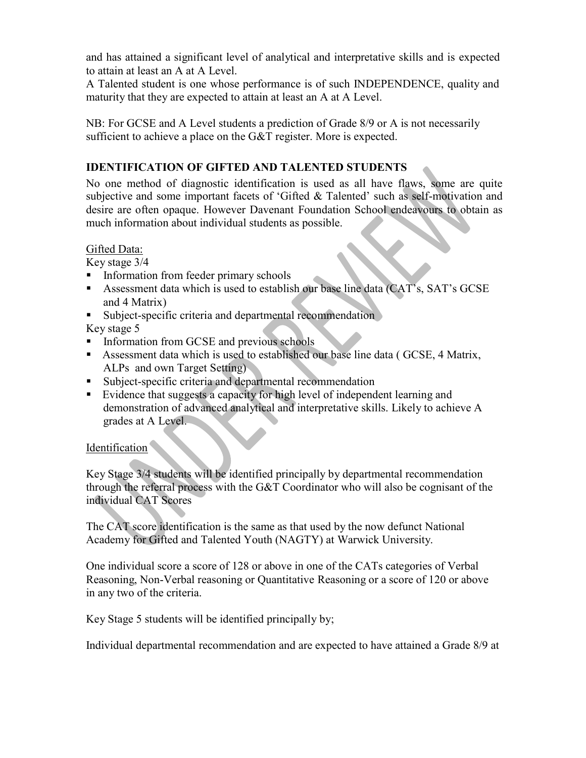and has attained a significant level of analytical and interpretative skills and is expected to attain at least an A at A Level.

A Talented student is one whose performance is of such INDEPENDENCE, quality and maturity that they are expected to attain at least an A at A Level.

NB: For GCSE and A Level students a prediction of Grade 8/9 or A is not necessarily sufficient to achieve a place on the G&T register. More is expected.

## IDENTIFICATION OF GIFTED AND TALENTED STUDENTS

No one method of diagnostic identification is used as all have flaws, some are quite subjective and some important facets of 'Gifted & Talented' such as self-motivation and desire are often opaque. However Davenant Foundation School endeavours to obtain as much information about individual students as possible.

Gifted Data:

Key stage 3/4

- Information from feeder primary schools
- Assessment data which is used to establish our base line data (CAT's, SAT's GCSE and 4 Matrix)
- Subject-specific criteria and departmental recommendation

Key stage 5

- Information from GCSE and previous schools
- Assessment data which is used to established our base line data ( GCSE, 4 Matrix, ALPs and own Target Setting)
- Subject-specific criteria and departmental recommendation
- Evidence that suggests a capacity for high level of independent learning and demonstration of advanced analytical and interpretative skills. Likely to achieve A grades at A Level.

Identification

Key Stage 3/4 students will be identified principally by departmental recommendation through the referral process with the G&T Coordinator who will also be cognisant of the individual CAT Scores

The CAT score identification is the same as that used by the now defunct National Academy for Gifted and Talented Youth (NAGTY) at Warwick University.

One individual score a score of 128 or above in one of the CATs categories of Verbal Reasoning, Non-Verbal reasoning or Quantitative Reasoning or a score of 120 or above in any two of the criteria.

Key Stage 5 students will be identified principally by;

Individual departmental recommendation and are expected to have attained a Grade 8/9 at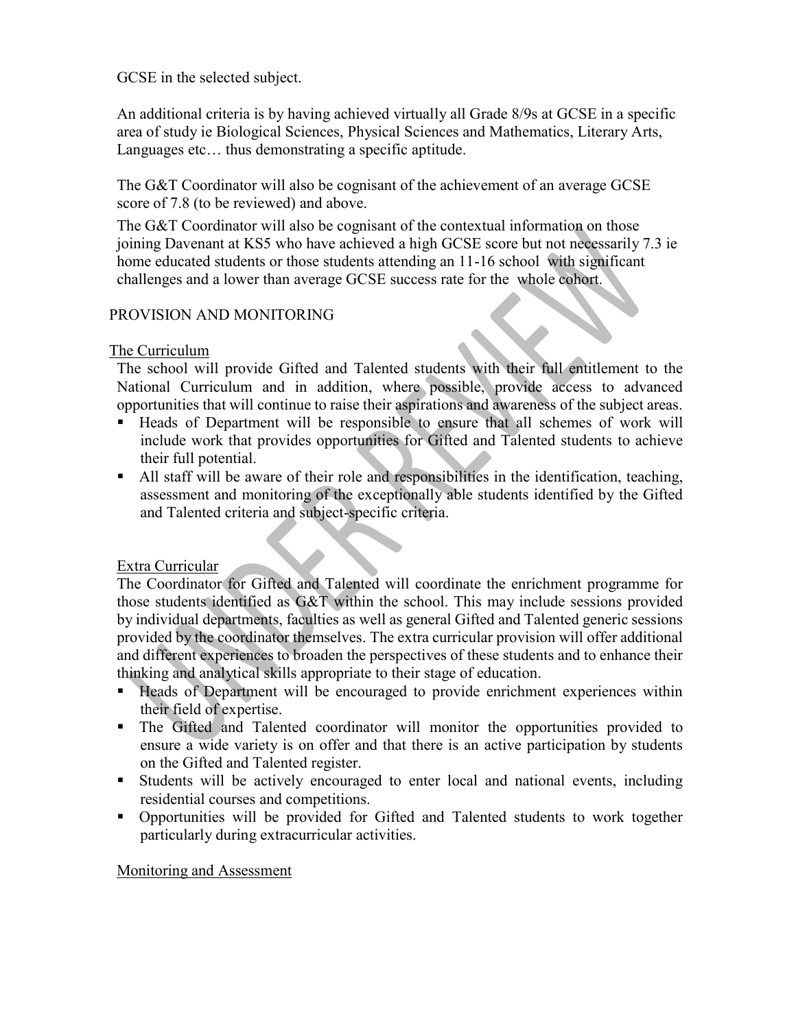GCSE in the selected subject.

An additional criteria is by having achieved virtually all Grade 8/9s at GCSE in a specific area of study ie Biological Sciences, Physical Sciences and Mathematics, Literary Arts, Languages etc… thus demonstrating a specific aptitude.

The G&T Coordinator will also be cognisant of the achievement of an average GCSE score of 7.8 (to be reviewed) and above.

The G&T Coordinator will also be cognisant of the contextual information on those joining Davenant at KS5 who have achieved a high GCSE score but not necessarily 7.3 ie home educated students or those students attending an 11-16 school with significant challenges and a lower than average GCSE success rate for the whole cohort.

## PROVISION AND MONITORING

### The Curriculum

The school will provide Gifted and Talented students with their full entitlement to the National Curriculum and in addition, where possible, provide access to advanced opportunities that will continue to raise their aspirations and awareness of the subject areas.

- Heads of Department will be responsible to ensure that all schemes of work will include work that provides opportunities for Gifted and Talented students to achieve their full potential.
- All staff will be aware of their role and responsibilities in the identification, teaching, assessment and monitoring of the exceptionally able students identified by the Gifted and Talented criteria and subject-specific criteria.

### Extra Curricular

The Coordinator for Gifted and Talented will coordinate the enrichment programme for those students identified as G&T within the school. This may include sessions provided by individual departments, faculties as well as general Gifted and Talented generic sessions provided by the coordinator themselves. The extra curricular provision will offer additional and different experiences to broaden the perspectives of these students and to enhance their thinking and analytical skills appropriate to their stage of education.

- Heads of Department will be encouraged to provide enrichment experiences within their field of expertise.
- The Gifted and Talented coordinator will monitor the opportunities provided to ensure a wide variety is on offer and that there is an active participation by students on the Gifted and Talented register.
- Students will be actively encouraged to enter local and national events, including residential courses and competitions.
- Opportunities will be provided for Gifted and Talented students to work together particularly during extracurricular activities.

### Monitoring and Assessment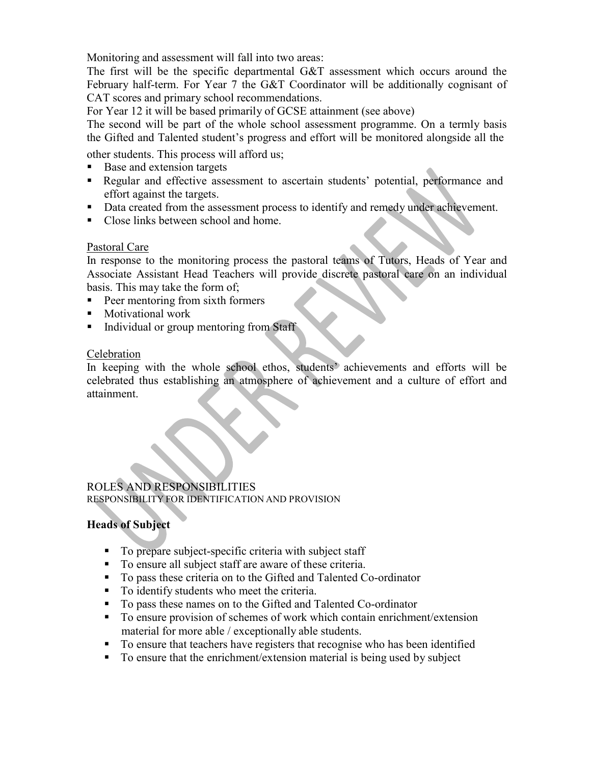Monitoring and assessment will fall into two areas:

The first will be the specific departmental G&T assessment which occurs around the February half-term. For Year 7 the G&T Coordinator will be additionally cognisant of CAT scores and primary school recommendations.

For Year 12 it will be based primarily of GCSE attainment (see above)

The second will be part of the whole school assessment programme. On a termly basis the Gifted and Talented student's progress and effort will be monitored alongside all the other students. This process will afford us;

- Base and extension targets
- Regular and effective assessment to ascertain students' potential, performance and effort against the targets.
- Data created from the assessment process to identify and remedy under achievement.
- Close links between school and home.

Pastoral Care

In response to the monitoring process the pastoral teams of Tutors, Heads of Year and Associate Assistant Head Teachers will provide discrete pastoral care on an individual basis. This may take the form of;

- Peer mentoring from sixth formers
- Motivational work
- Individual or group mentoring from Staff

Celebration

In keeping with the whole school ethos, students' achievements and efforts will be celebrated thus establishing an atmosphere of achievement and a culture of effort and attainment.

## ROLES AND RESPONSIBILITIES

RESPONSIBILITY FOR IDENTIFICATION AND PROVISION

### Heads of Subject

- To prepare subject-specific criteria with subject staff
- To ensure all subject staff are aware of these criteria.
- To pass these criteria on to the Gifted and Talented Co-ordinator
- To identify students who meet the criteria.
- To pass these names on to the Gifted and Talented Co-ordinator
- To ensure provision of schemes of work which contain enrichment/extension material for more able / exceptionally able students.
- To ensure that teachers have registers that recognise who has been identified
- To ensure that the enrichment/extension material is being used by subject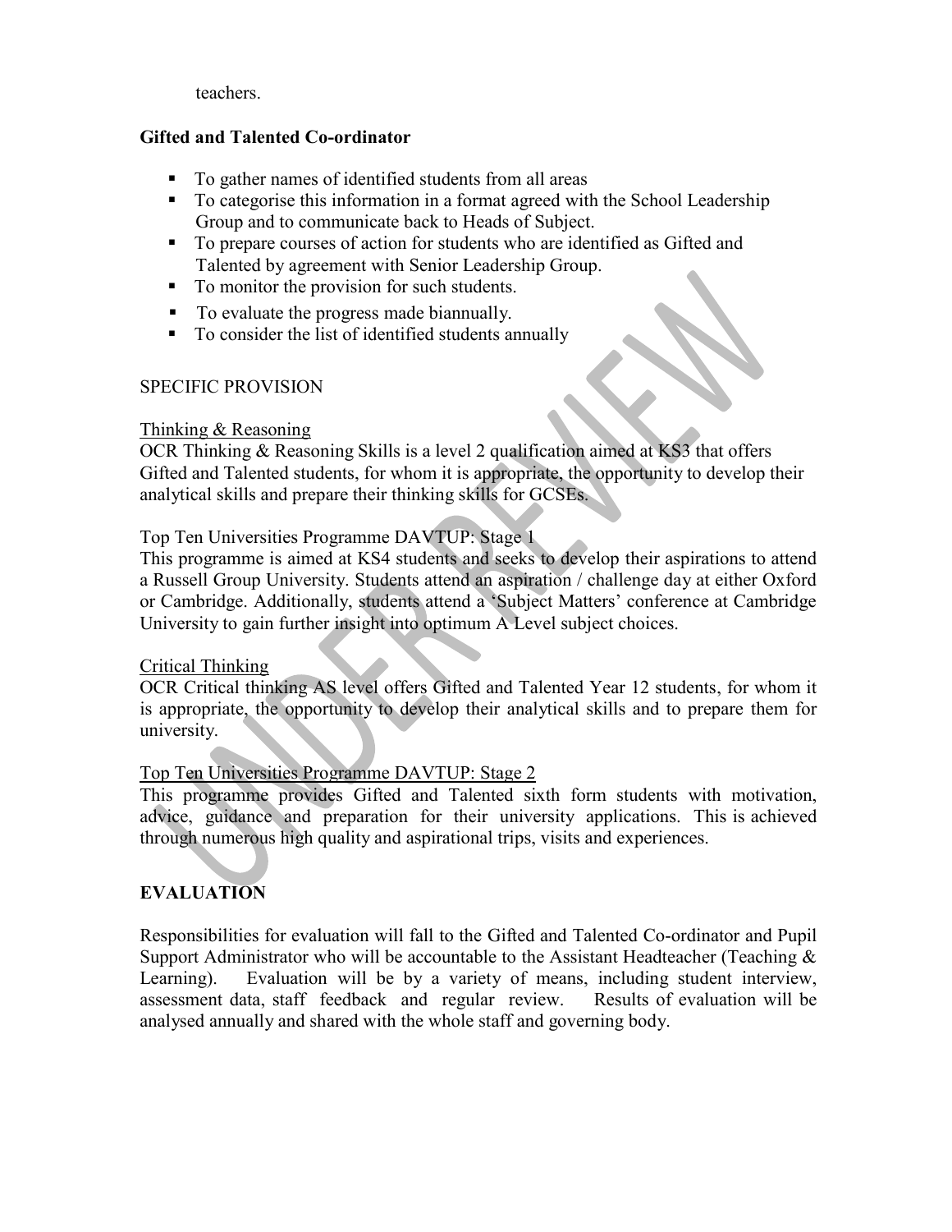teachers.

**Gifted and Talented Co-ordinator**

- To gather names of identified students from all areas
- To categorise this information in a format agreed with the School Leadership Group and to communicate back to Heads of Subject.
- To prepare courses of action for students who are identified as Gifted and Talented by agreement with Senior Leadership Group.
- To monitor the provision for such students.
- To evaluate the progress made biannually.
- To consider the list of identified students annually

SPECIFIC PROVISION

<u>Thinking & Reasoning</u>

OCR Thinking & Reasoning Skills is a level 2 qualification aimed at KS3 that offers Gifted and Talented students, for whom it is appropriate, the opportunity to develop their analytical skills and prepare their thinking skills for GCSEs.

Top Ten Universities Programme DAVTUP: Stage 1

This programme is aimed at KS4 students and seeks to develop their aspirations to attend a Russell Group University. Students attend an aspiration / challenge day at either Oxford or Cambridge. Additionally, students attend a 'Subject Matters' conference at Cambridge University to gain further insight into optimum A Level subject choices.

<u>Critical Thinking</u>

OCR Critical thinking AS level offers Gifted and Talented Year 12 students, for whom it is appropriate, the opportunity to develop their analytical skills and to prepare them for university.

<u>Top Ten Universities Programme DAVTUP: Stage 2</u>

This programme provides Gifted and Talented sixth form students with motivation, advice, guidance and preparation for their university applications. This is achieved through numerous high quality and aspirational trips, visits and experiences.

**EVALUATION**

Responsibilities for evaluation will fall to the Gifted and Talented Co-ordinator and Pupil Support Administrator who will be accountable to the Assistant Headteacher (Teaching & Learning). Evaluation will be by a variety of means, including student interview, assessment data, staff feedback and regular review. Results of evaluation will be analysed annually and shared with the whole staff and governing body.